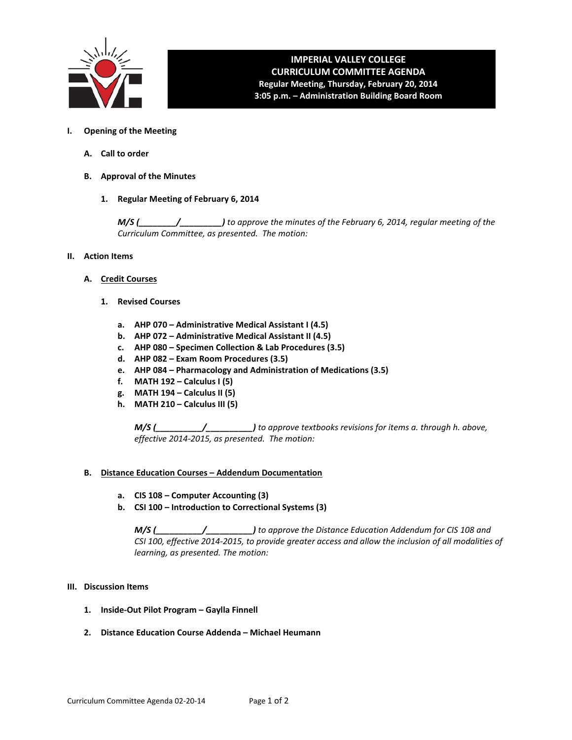# IMPERIAL VALLEY COLLEGE
## CURRICULUM COMMITTEE AGENDA
**Regular Meeting, Thursday, February 20, 2014**
**3:05 p.m. – Administration Building Board Room**

**I. Opening of the Meeting**

**A. Call to order**

**B. Approval of the Minutes**

**1. Regular Meeting of February 6, 2014**

***M/S (________/_________)*** *to approve the minutes of the February 6, 2014, regular meeting of the Curriculum Committee, as presented. The motion:*

**II. Action Items**

**A. <u>Credit Courses</u>**

**1. Revised Courses**

- **a. AHP 070 – Administrative Medical Assistant I (4.5)**
- **b. AHP 072 – Administrative Medical Assistant II (4.5)**
- **c. AHP 080 – Specimen Collection & Lab Procedures (3.5)**
- **d. AHP 082 – Exam Room Procedures (3.5)**
- **e. AHP 084 – Pharmacology and Administration of Medications (3.5)**
- **f. MATH 192 – Calculus I (5)**
- **g. MATH 194 – Calculus II (5)**
- **h. MATH 210 – Calculus III (5)**

***M/S (__________/__________)*** *to approve textbooks revisions for items a. through h. above, effective 2014-2015, as presented. The motion:*

**B. <u>Distance Education Courses – Addendum Documentation</u>**

- **a. CIS 108 – Computer Accounting (3)**
- **b. CSI 100 – Introduction to Correctional Systems (3)**

***M/S (__________/__________)*** *to approve the Distance Education Addendum for CIS 108 and CSI 100, effective 2014-2015, to provide greater access and allow the inclusion of all modalities of learning, as presented. The motion:*

**III. Discussion Items**

**1. Inside-Out Pilot Program – Gaylla Finnell**

**2. Distance Education Course Addenda – Michael Heumann**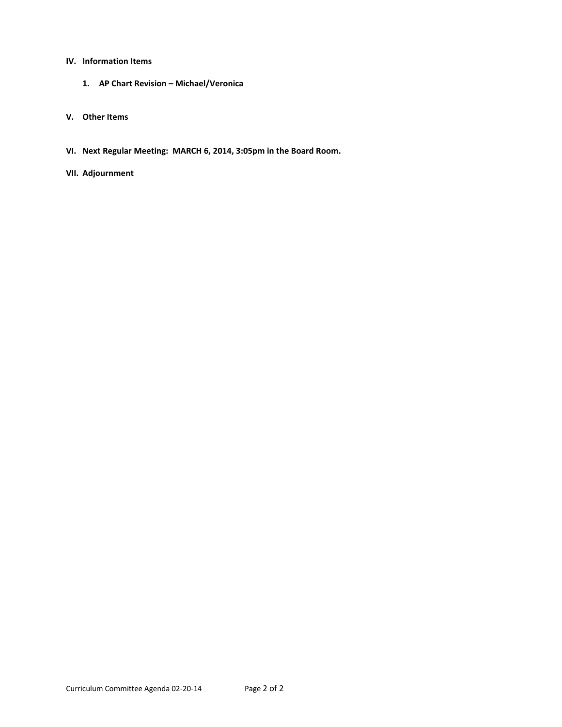**IV. Information Items**

1. **AP Chart Revision – Michael/Veronica**

**V. Other Items**

**VI. Next Regular Meeting: MARCH 6, 2014, 3:05pm in the Board Room.**

**VII. Adjournment**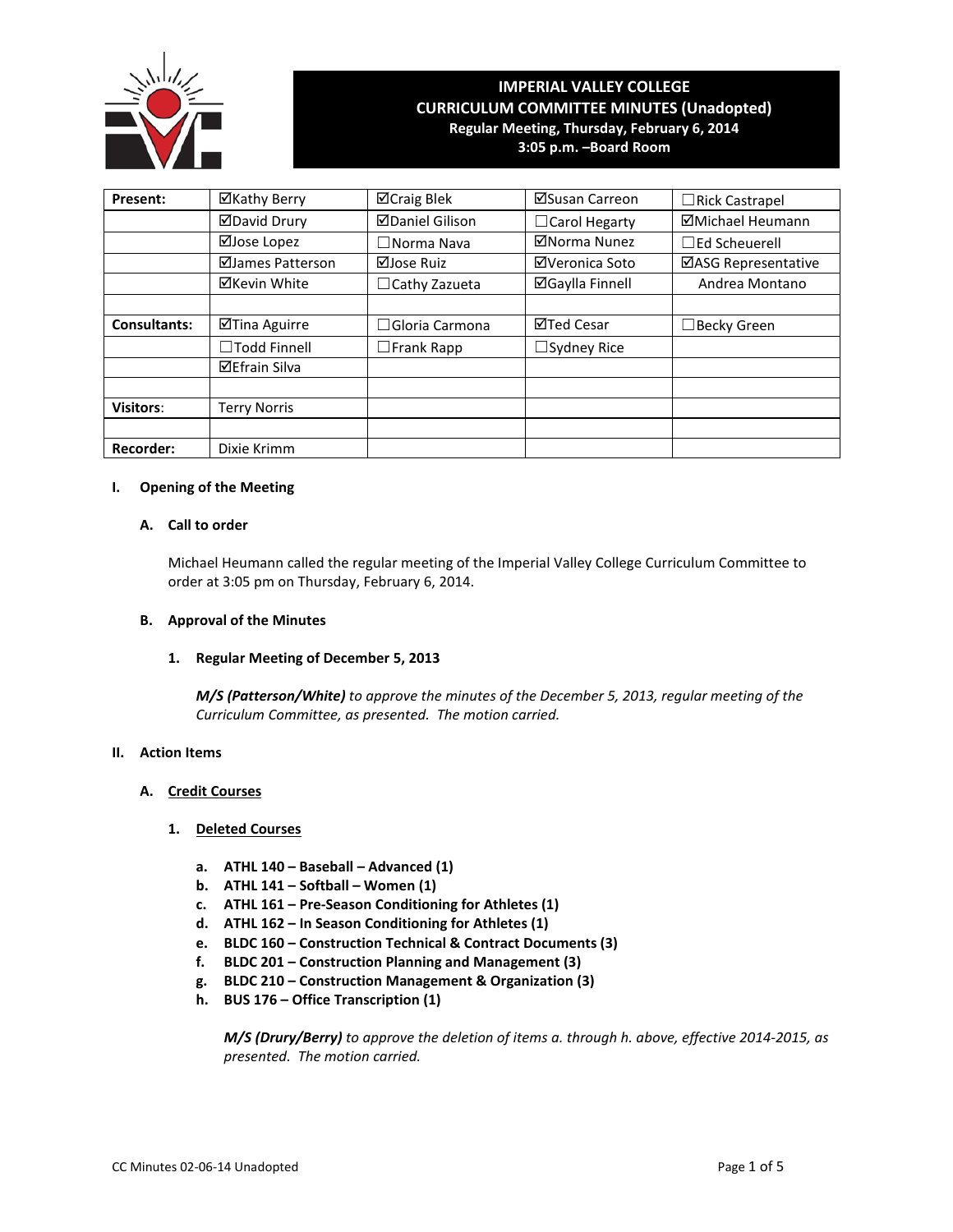# IMPERIAL VALLEY COLLEGE
## CURRICULUM COMMITTEE MINUTES (Unadopted)
### Regular Meeting, Thursday, February 6, 2014
### 3:05 p.m. –Board Room

| Present: | ☑Kathy Berry | ☑Craig Blek | ☑Susan Carreon | ☐Rick Castrapel |
|---|---|---|---|---|
| | ☑David Drury | ☑Daniel Gilison | ☐Carol Hegarty | ☑Michael Heumann |
| | ☑Jose Lopez | ☐Norma Nava | ☑Norma Nunez | ☐Ed Scheuerell |
| | ☑James Patterson | ☑Jose Ruiz | ☑Veronica Soto | ☑ASG Representative |
| | ☑Kevin White | ☐Cathy Zazueta | ☑Gaylla Finnell | Andrea Montano |
| | | | | |
| Consultants: | ☑Tina Aguirre | ☐Gloria Carmona | ☑Ted Cesar | ☐Becky Green |
| | ☐Todd Finnell | ☐Frank Rapp | ☐Sydney Rice | |
| | ☑Efrain Silva | | | |
| | | | | |
| Visitors: | Terry Norris | | | |
| | | | | |
| Recorder: | Dixie Krimm | | | |

**I. Opening of the Meeting**

**A. Call to order**

Michael Heumann called the regular meeting of the Imperial Valley College Curriculum Committee to order at 3:05 pm on Thursday, February 6, 2014.

**B. Approval of the Minutes**

**1. Regular Meeting of December 5, 2013**

***M/S (Patterson/White)*** *to approve the minutes of the December 5, 2013, regular meeting of the Curriculum Committee, as presented. The motion carried.*

**II. Action Items**

**A. Credit Courses**

**1. Deleted Courses**

**a. ATHL 140 – Baseball – Advanced (1)**
**b. ATHL 141 – Softball – Women (1)**
**c. ATHL 161 – Pre-Season Conditioning for Athletes (1)**
**d. ATHL 162 – In Season Conditioning for Athletes (1)**
**e. BLDC 160 – Construction Technical & Contract Documents (3)**
**f. BLDC 201 – Construction Planning and Management (3)**
**g. BLDC 210 – Construction Management & Organization (3)**
**h. BUS 176 – Office Transcription (1)**

***M/S (Drury/Berry)*** *to approve the deletion of items a. through h. above, effective 2014-2015, as presented. The motion carried.*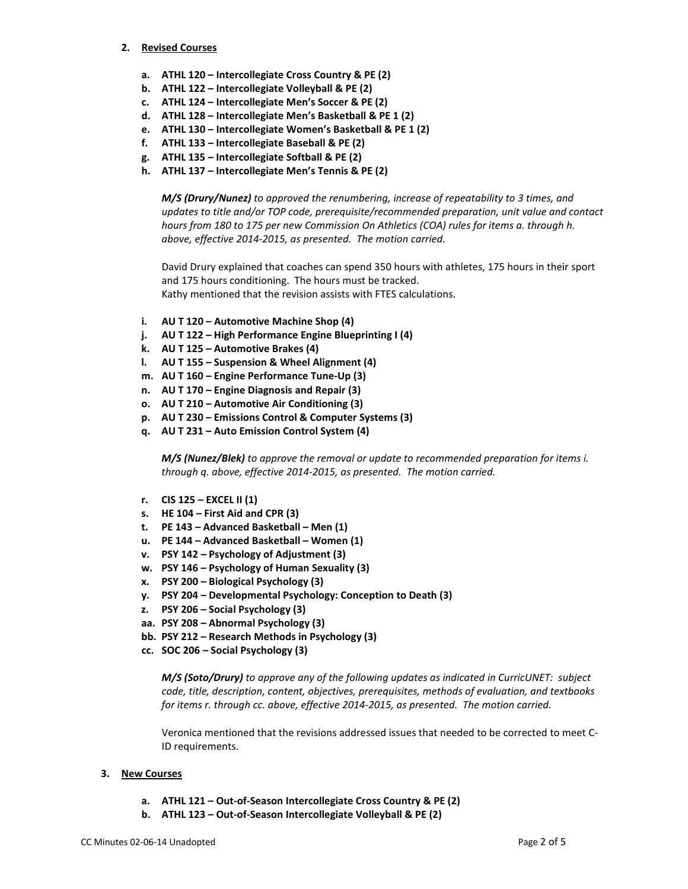2. **Revised Courses**

   a. **ATHL 120 – Intercollegiate Cross Country & PE (2)**
   b. **ATHL 122 – Intercollegiate Volleyball & PE (2)**
   c. **ATHL 124 – Intercollegiate Men's Soccer & PE (2)**
   d. **ATHL 128 – Intercollegiate Men's Basketball & PE 1 (2)**
   e. **ATHL 130 – Intercollegiate Women's Basketball & PE 1 (2)**
   f. **ATHL 133 – Intercollegiate Baseball & PE (2)**
   g. **ATHL 135 – Intercollegiate Softball & PE (2)**
   h. **ATHL 137 – Intercollegiate Men's Tennis & PE (2)**

   ***M/S (Drury/Nunez)*** *to approved the renumbering, increase of repeatability to 3 times, and updates to title and/or TOP code, prerequisite/recommended preparation, unit value and contact hours from 180 to 175 per new Commission On Athletics (COA) rules for items a. through h. above, effective 2014-2015, as presented. The motion carried.*

   David Drury explained that coaches can spend 350 hours with athletes, 175 hours in their sport and 175 hours conditioning. The hours must be tracked.
   Kathy mentioned that the revision assists with FTES calculations.

   i. **AU T 120 – Automotive Machine Shop (4)**
   j. **AU T 122 – High Performance Engine Blueprinting I (4)**
   k. **AU T 125 – Automotive Brakes (4)**
   l. **AU T 155 – Suspension & Wheel Alignment (4)**
   m. **AU T 160 – Engine Performance Tune-Up (3)**
   n. **AU T 170 – Engine Diagnosis and Repair (3)**
   o. **AU T 210 – Automotive Air Conditioning (3)**
   p. **AU T 230 – Emissions Control & Computer Systems (3)**
   q. **AU T 231 – Auto Emission Control System (4)**

   ***M/S (Nunez/Blek)*** *to approve the removal or update to recommended preparation for items i. through q. above, effective 2014-2015, as presented. The motion carried.*

   r. **CIS 125 – EXCEL II (1)**
   s. **HE 104 – First Aid and CPR (3)**
   t. **PE 143 – Advanced Basketball – Men (1)**
   u. **PE 144 – Advanced Basketball – Women (1)**
   v. **PSY 142 – Psychology of Adjustment (3)**
   w. **PSY 146 – Psychology of Human Sexuality (3)**
   x. **PSY 200 – Biological Psychology (3)**
   y. **PSY 204 – Developmental Psychology: Conception to Death (3)**
   z. **PSY 206 – Social Psychology (3)**
   aa. **PSY 208 – Abnormal Psychology (3)**
   bb. **PSY 212 – Research Methods in Psychology (3)**
   cc. **SOC 206 – Social Psychology (3)**

   ***M/S (Soto/Drury)*** *to approve any of the following updates as indicated in CurricUNET: subject code, title, description, content, objectives, prerequisites, methods of evaluation, and textbooks for items r. through cc. above, effective 2014-2015, as presented. The motion carried.*

   Veronica mentioned that the revisions addressed issues that needed to be corrected to meet C-ID requirements.

3. **New Courses**

   a. **ATHL 121 – Out-of-Season Intercollegiate Cross Country & PE (2)**
   b. **ATHL 123 – Out-of-Season Intercollegiate Volleyball & PE (2)**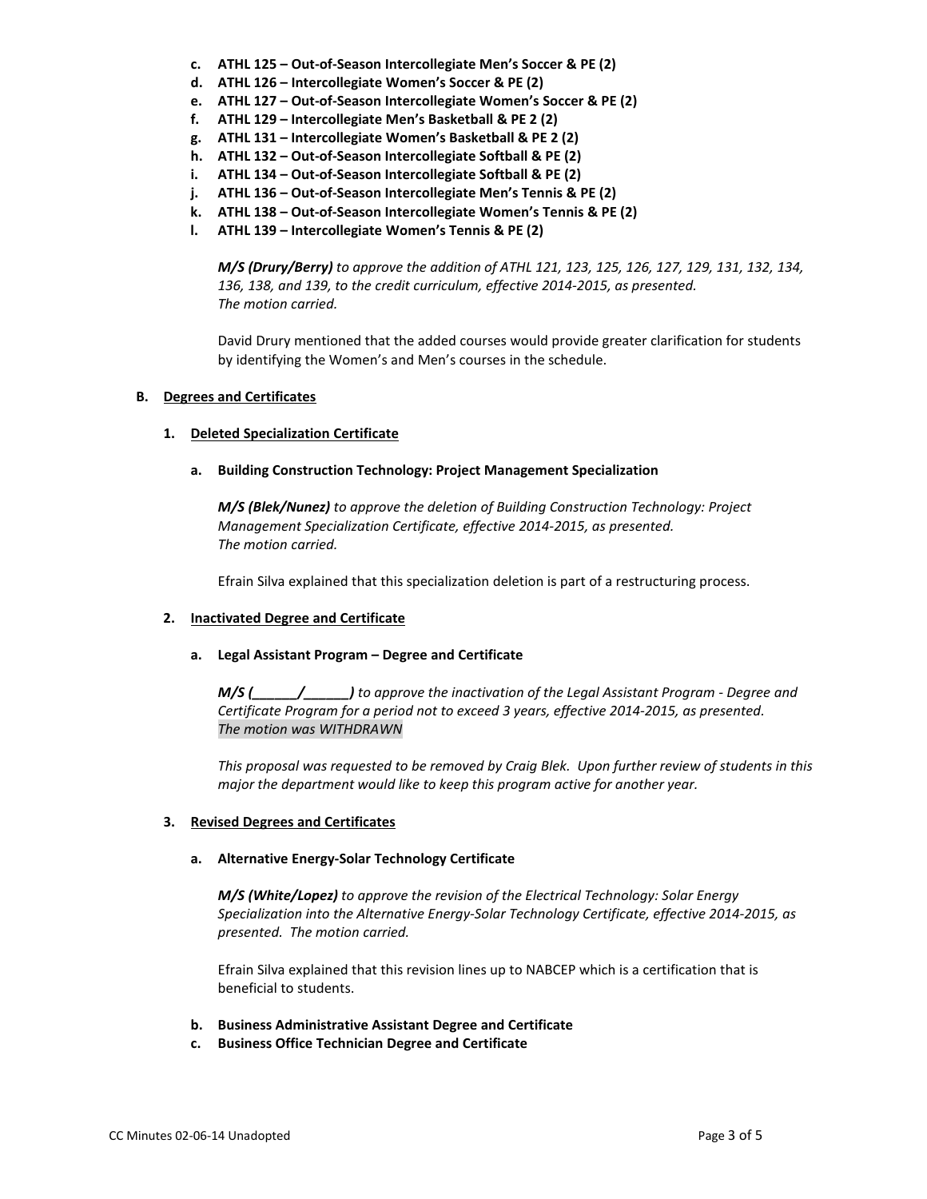c. **ATHL 125 – Out-of-Season Intercollegiate Men's Soccer & PE (2)**
d. **ATHL 126 – Intercollegiate Women's Soccer & PE (2)**
e. **ATHL 127 – Out-of-Season Intercollegiate Women's Soccer & PE (2)**
f. **ATHL 129 – Intercollegiate Men's Basketball & PE 2 (2)**
g. **ATHL 131 – Intercollegiate Women's Basketball & PE 2 (2)**
h. **ATHL 132 – Out-of-Season Intercollegiate Softball & PE (2)**
i. **ATHL 134 – Out-of-Season Intercollegiate Softball & PE (2)**
j. **ATHL 136 – Out-of-Season Intercollegiate Men's Tennis & PE (2)**
k. **ATHL 138 – Out-of-Season Intercollegiate Women's Tennis & PE (2)**
l. **ATHL 139 – Intercollegiate Women's Tennis & PE (2)**

***M/S (Drury/Berry)*** *to approve the addition of ATHL 121, 123, 125, 126, 127, 129, 131, 132, 134, 136, 138, and 139, to the credit curriculum, effective 2014-2015, as presented.*
*The motion carried.*

David Drury mentioned that the added courses would provide greater clarification for students by identifying the Women's and Men's courses in the schedule.

**B. <u>Degrees and Certificates</u>**

**1. <u>Deleted Specialization Certificate</u>**

**a. Building Construction Technology: Project Management Specialization**

***M/S (Blek/Nunez)*** *to approve the deletion of Building Construction Technology: Project Management Specialization Certificate, effective 2014-2015, as presented.*
*The motion carried.*

Efrain Silva explained that this specialization deletion is part of a restructuring process.

**2. <u>Inactivated Degree and Certificate</u>**

**a. Legal Assistant Program – Degree and Certificate**

***M/S (______/______)*** *to approve the inactivation of the Legal Assistant Program - Degree and Certificate Program for a period not to exceed 3 years, effective 2014-2015, as presented.*
*The motion was WITHDRAWN*

*This proposal was requested to be removed by Craig Blek. Upon further review of students in this major the department would like to keep this program active for another year.*

**3. <u>Revised Degrees and Certificates</u>**

**a. Alternative Energy-Solar Technology Certificate**

***M/S (White/Lopez)*** *to approve the revision of the Electrical Technology: Solar Energy Specialization into the Alternative Energy-Solar Technology Certificate, effective 2014-2015, as presented. The motion carried.*

Efrain Silva explained that this revision lines up to NABCEP which is a certification that is beneficial to students.

**b. Business Administrative Assistant Degree and Certificate**
**c. Business Office Technician Degree and Certificate**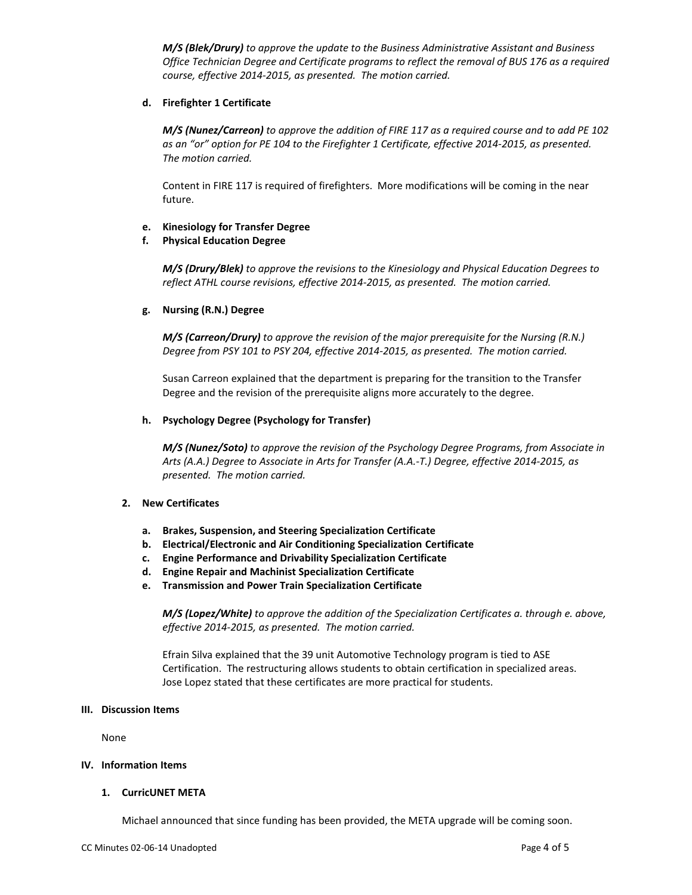***M/S (Blek/Drury)*** *to approve the update to the Business Administrative Assistant and Business Office Technician Degree and Certificate programs to reflect the removal of BUS 176 as a required course, effective 2014-2015, as presented. The motion carried.*

**d. Firefighter 1 Certificate**

***M/S (Nunez/Carreon)*** *to approve the addition of FIRE 117 as a required course and to add PE 102 as an "or" option for PE 104 to the Firefighter 1 Certificate, effective 2014-2015, as presented. The motion carried.*

Content in FIRE 117 is required of firefighters. More modifications will be coming in the near future.

**e. Kinesiology for Transfer Degree**

**f. Physical Education Degree**

***M/S (Drury/Blek)*** *to approve the revisions to the Kinesiology and Physical Education Degrees to reflect ATHL course revisions, effective 2014-2015, as presented. The motion carried.*

**g. Nursing (R.N.) Degree**

***M/S (Carreon/Drury)*** *to approve the revision of the major prerequisite for the Nursing (R.N.) Degree from PSY 101 to PSY 204, effective 2014-2015, as presented. The motion carried.*

Susan Carreon explained that the department is preparing for the transition to the Transfer Degree and the revision of the prerequisite aligns more accurately to the degree.

**h. Psychology Degree (Psychology for Transfer)**

***M/S (Nunez/Soto)*** *to approve the revision of the Psychology Degree Programs, from Associate in Arts (A.A.) Degree to Associate in Arts for Transfer (A.A.-T.) Degree, effective 2014-2015, as presented. The motion carried.*

**2. New Certificates**

**a. Brakes, Suspension, and Steering Specialization Certificate**

**b. Electrical/Electronic and Air Conditioning Specialization Certificate**

**c. Engine Performance and Drivability Specialization Certificate**

**d. Engine Repair and Machinist Specialization Certificate**

**e. Transmission and Power Train Specialization Certificate**

***M/S (Lopez/White)*** *to approve the addition of the Specialization Certificates a. through e. above, effective 2014-2015, as presented. The motion carried.*

Efrain Silva explained that the 39 unit Automotive Technology program is tied to ASE Certification. The restructuring allows students to obtain certification in specialized areas. Jose Lopez stated that these certificates are more practical for students.

## III. Discussion Items

None

## IV. Information Items

**1. CurricUNET META**

Michael announced that since funding has been provided, the META upgrade will be coming soon.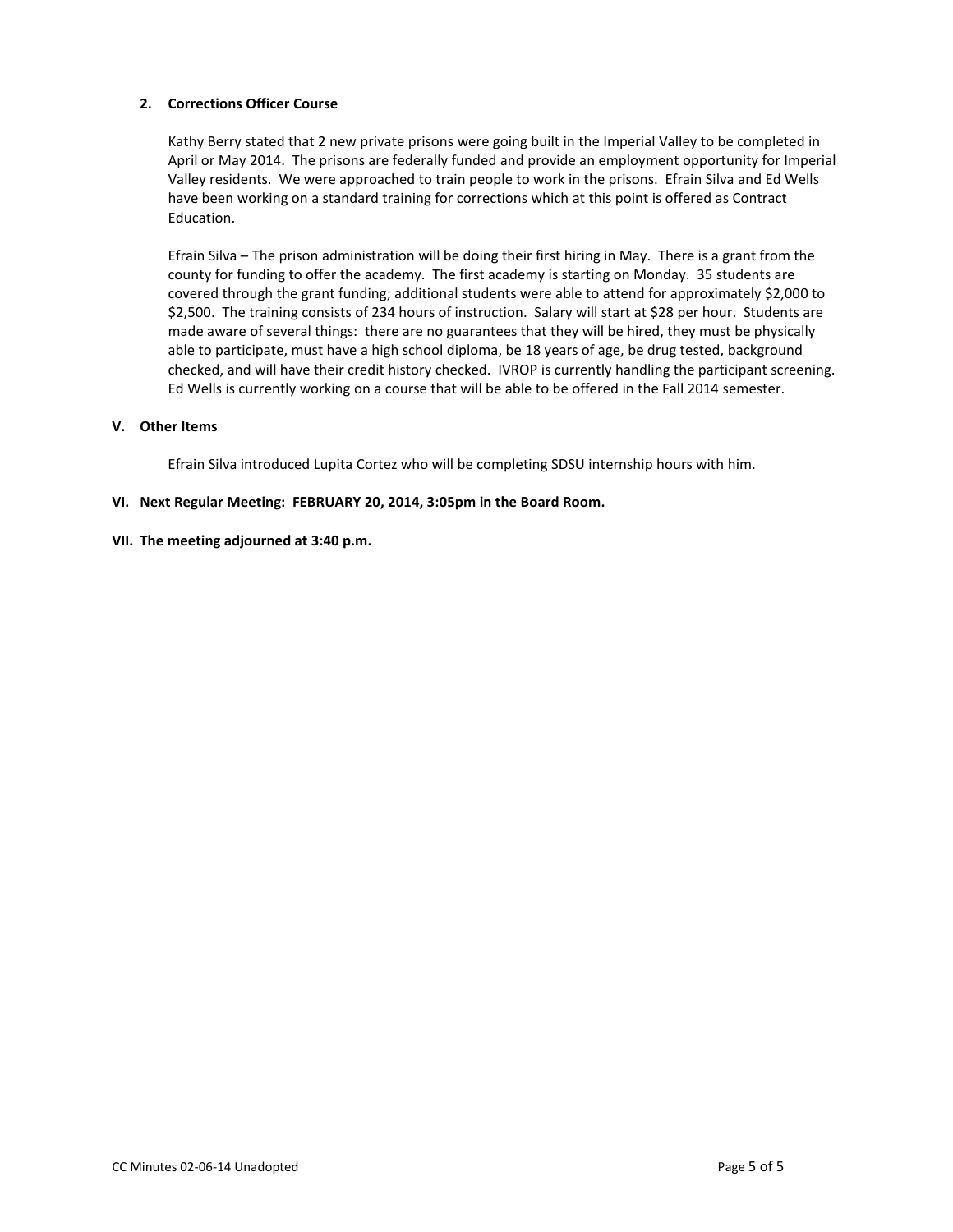**2. Corrections Officer Course**

Kathy Berry stated that 2 new private prisons were going built in the Imperial Valley to be completed in April or May 2014. The prisons are federally funded and provide an employment opportunity for Imperial Valley residents. We were approached to train people to work in the prisons. Efrain Silva and Ed Wells have been working on a standard training for corrections which at this point is offered as Contract Education.

Efrain Silva – The prison administration will be doing their first hiring in May. There is a grant from the county for funding to offer the academy. The first academy is starting on Monday. 35 students are covered through the grant funding; additional students were able to attend for approximately $2,000 to $2,500. The training consists of 234 hours of instruction. Salary will start at $28 per hour. Students are made aware of several things: there are no guarantees that they will be hired, they must be physically able to participate, must have a high school diploma, be 18 years of age, be drug tested, background checked, and will have their credit history checked. IVROP is currently handling the participant screening. Ed Wells is currently working on a course that will be able to be offered in the Fall 2014 semester.

## V. Other Items

Efrain Silva introduced Lupita Cortez who will be completing SDSU internship hours with him.

## VI. Next Regular Meeting: FEBRUARY 20, 2014, 3:05pm in the Board Room.

## VII. The meeting adjourned at 3:40 p.m.